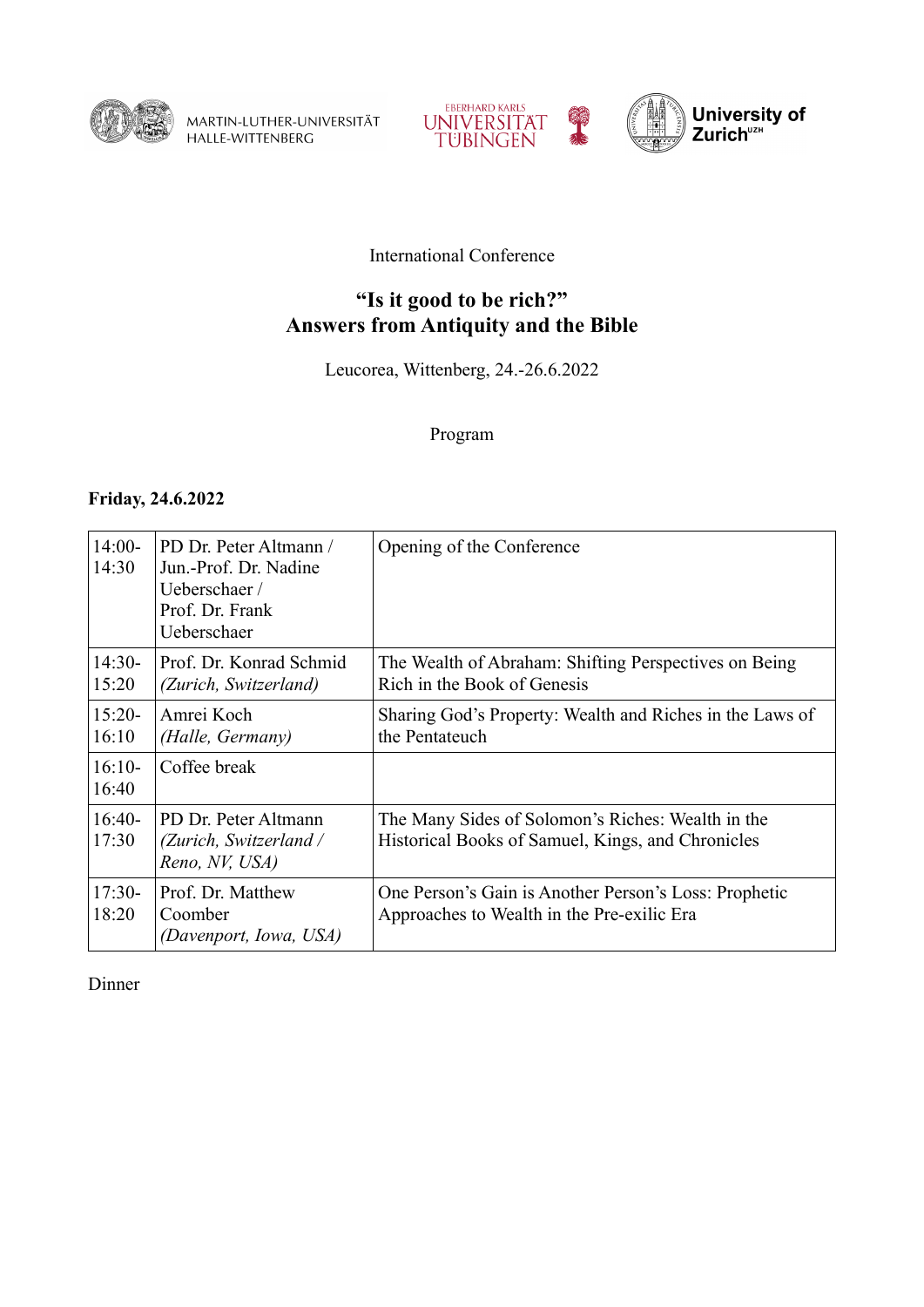MARTIN-LUTHER-UNIVERSITÄT HALLE-WITTENBERG

EBERHARD KARLS UNIVERSITÄT TÜBINGEN

University of Zurich[UZH]

International Conference

# “Is it good to be rich?” Answers from Antiquity and the Bible

Leucorea, Wittenberg, 24.-26.6.2022

Program

**Friday, 24.6.2022**

| | | |
|---|---|---|
| 14:00-14:30 | PD Dr. Peter Altmann / Jun.-Prof. Dr. Nadine Ueberschaer / Prof. Dr. Frank Ueberschaer | Opening of the Conference |
| 14:30-15:20 | Prof. Dr. Konrad Schmid *(Zurich, Switzerland)* | The Wealth of Abraham: Shifting Perspectives on Being Rich in the Book of Genesis |
| 15:20-16:10 | Amrei Koch *(Halle, Germany)* | Sharing God’s Property: Wealth and Riches in the Laws of the Pentateuch |
| 16:10-16:40 | Coffee break | |
| 16:40-17:30 | PD Dr. Peter Altmann *(Zurich, Switzerland / Reno, NV, USA)* | The Many Sides of Solomon’s Riches: Wealth in the Historical Books of Samuel, Kings, and Chronicles |
| 17:30-18:20 | Prof. Dr. Matthew Coomber *(Davenport, Iowa, USA)* | One Person’s Gain is Another Person’s Loss: Prophetic Approaches to Wealth in the Pre-exilic Era |

Dinner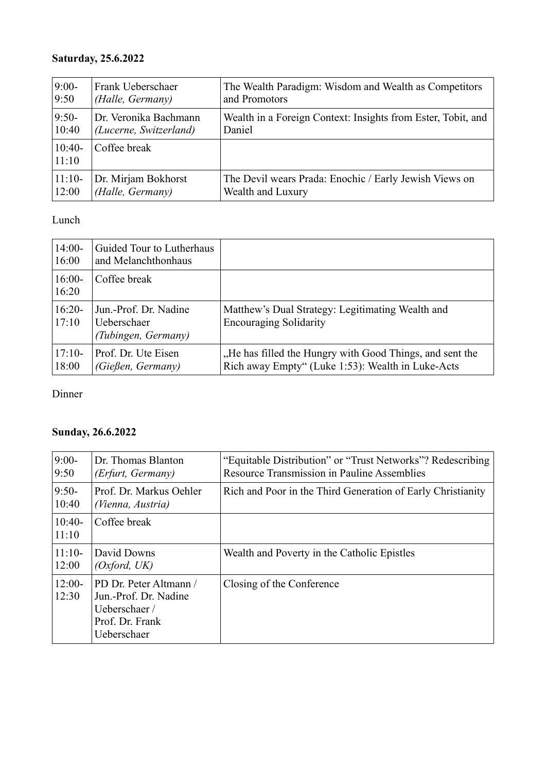**Saturday, 25.6.2022**

| | | |
|---|---|---|
| 9:00-9:50 | Frank Ueberschaer *(Halle, Germany)* | The Wealth Paradigm: Wisdom and Wealth as Competitors and Promotors |
| 9:50-10:40 | Dr. Veronika Bachmann *(Lucerne, Switzerland)* | Wealth in a Foreign Context: Insights from Ester, Tobit, and Daniel |
| 10:40-11:10 | Coffee break | |
| 11:10-12:00 | Dr. Mirjam Bokhorst *(Halle, Germany)* | The Devil wears Prada: Enochic / Early Jewish Views on Wealth and Luxury |

Lunch

| | | |
|---|---|---|
| 14:00-16:00 | Guided Tour to Lutherhaus and Melanchthonhaus | |
| 16:00-16:20 | Coffee break | |
| 16:20-17:10 | Jun.-Prof. Dr. Nadine Ueberschaer *(Tubingen, Germany)* | Matthew's Dual Strategy: Legitimating Wealth and Encouraging Solidarity |
| 17:10-18:00 | Prof. Dr. Ute Eisen *(Gießen, Germany)* | „He has filled the Hungry with Good Things, and sent the Rich away Empty" (Luke 1:53): Wealth in Luke-Acts |

Dinner

**Sunday, 26.6.2022**

| | | |
|---|---|---|
| 9:00-9:50 | Dr. Thomas Blanton *(Erfurt, Germany)* | "Equitable Distribution" or "Trust Networks"? Redescribing Resource Transmission in Pauline Assemblies |
| 9:50-10:40 | Prof. Dr. Markus Oehler *(Vienna, Austria)* | Rich and Poor in the Third Generation of Early Christianity |
| 10:40-11:10 | Coffee break | |
| 11:10-12:00 | David Downs *(Oxford, UK)* | Wealth and Poverty in the Catholic Epistles |
| 12:00-12:30 | PD Dr. Peter Altmann / Jun.-Prof. Dr. Nadine Ueberschaer / Prof. Dr. Frank Ueberschaer | Closing of the Conference |